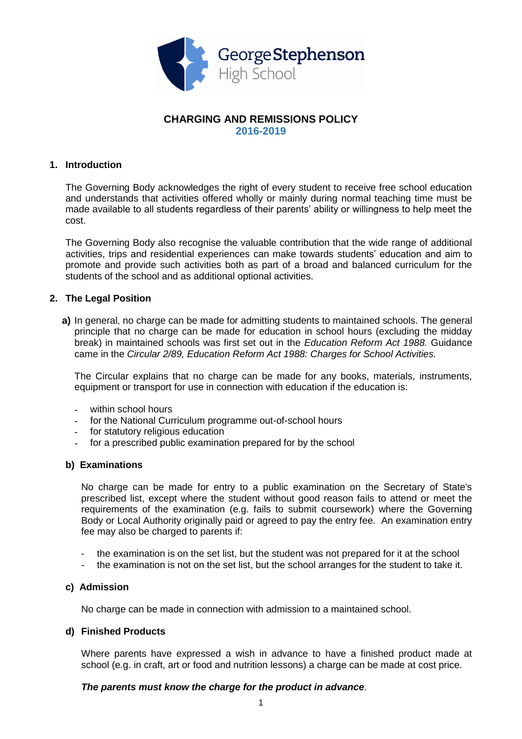George Stephenson High School

# CHARGING AND REMISSIONS POLICY
## 2016-2019

### 1. Introduction

The Governing Body acknowledges the right of every student to receive free school education and understands that activities offered wholly or mainly during normal teaching time must be made available to all students regardless of their parents' ability or willingness to help meet the cost.

The Governing Body also recognise the valuable contribution that the wide range of additional activities, trips and residential experiences can make towards students' education and aim to promote and provide such activities both as part of a broad and balanced curriculum for the students of the school and as additional optional activities.

### 2. The Legal Position

**a)** In general, no charge can be made for admitting students to maintained schools. The general principle that no charge can be made for education in school hours (excluding the midday break) in maintained schools was first set out in the *Education Reform Act 1988.* Guidance came in the *Circular 2/89, Education Reform Act 1988: Charges for School Activities.*

The Circular explains that no charge can be made for any books, materials, instruments, equipment or transport for use in connection with education if the education is:

- within school hours
- for the National Curriculum programme out-of-school hours
- for statutory religious education
- for a prescribed public examination prepared for by the school

**b) Examinations**

No charge can be made for entry to a public examination on the Secretary of State's prescribed list, except where the student without good reason fails to attend or meet the requirements of the examination (e.g. fails to submit coursework) where the Governing Body or Local Authority originally paid or agreed to pay the entry fee. An examination entry fee may also be charged to parents if:

- the examination is on the set list, but the student was not prepared for it at the school
- the examination is not on the set list, but the school arranges for the student to take it.

**c) Admission**

No charge can be made in connection with admission to a maintained school.

**d) Finished Products**

Where parents have expressed a wish in advance to have a finished product made at school (e.g. in craft, art or food and nutrition lessons) a charge can be made at cost price.

***The parents must know the charge for the product in advance.***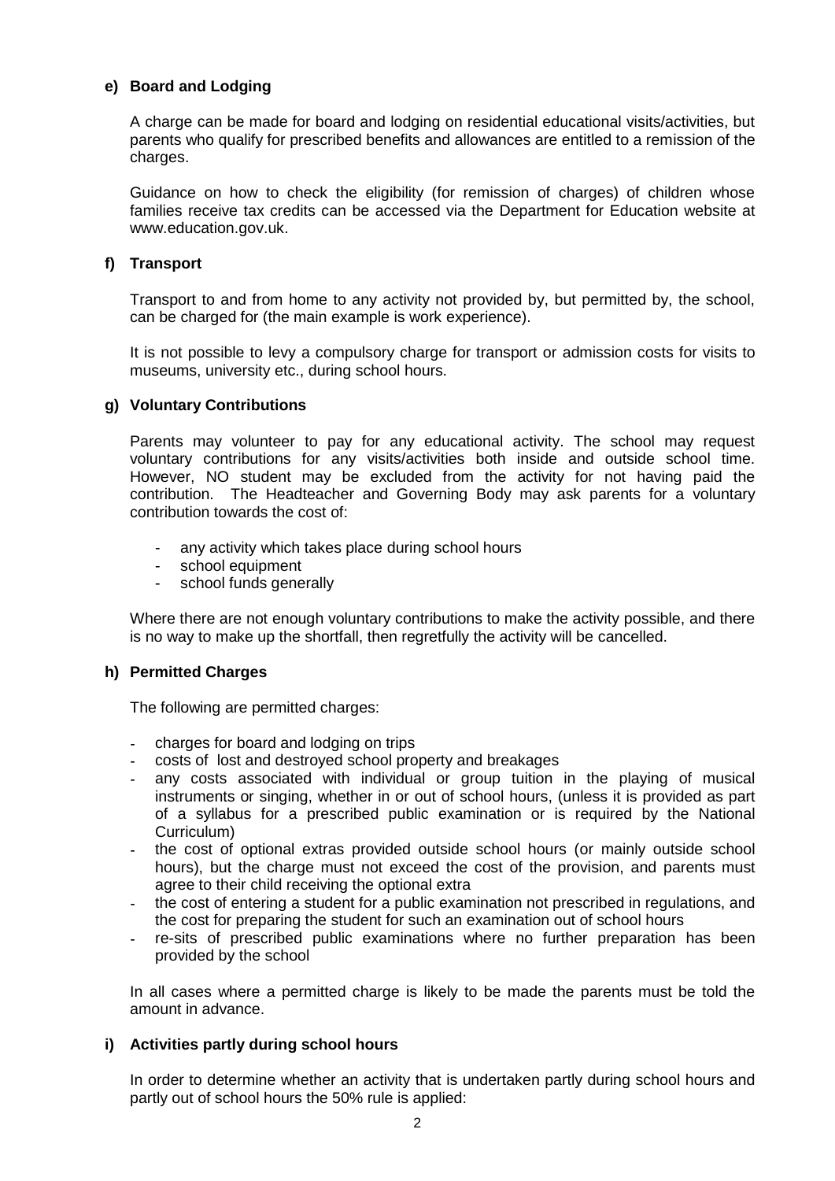#### e) Board and Lodging

A charge can be made for board and lodging on residential educational visits/activities, but parents who qualify for prescribed benefits and allowances are entitled to a remission of the charges.

Guidance on how to check the eligibility (for remission of charges) of children whose families receive tax credits can be accessed via the Department for Education website at www.education.gov.uk.

#### f) Transport

Transport to and from home to any activity not provided by, but permitted by, the school, can be charged for (the main example is work experience).

It is not possible to levy a compulsory charge for transport or admission costs for visits to museums, university etc., during school hours.

#### g) Voluntary Contributions

Parents may volunteer to pay for any educational activity. The school may request voluntary contributions for any visits/activities both inside and outside school time. However, NO student may be excluded from the activity for not having paid the contribution. The Headteacher and Governing Body may ask parents for a voluntary contribution towards the cost of:

- any activity which takes place during school hours
- school equipment
- school funds generally

Where there are not enough voluntary contributions to make the activity possible, and there is no way to make up the shortfall, then regretfully the activity will be cancelled.

#### h) Permitted Charges

The following are permitted charges:

- charges for board and lodging on trips
- costs of lost and destroyed school property and breakages
- any costs associated with individual or group tuition in the playing of musical instruments or singing, whether in or out of school hours, (unless it is provided as part of a syllabus for a prescribed public examination or is required by the National Curriculum)
- the cost of optional extras provided outside school hours (or mainly outside school hours), but the charge must not exceed the cost of the provision, and parents must agree to their child receiving the optional extra
- the cost of entering a student for a public examination not prescribed in regulations, and the cost for preparing the student for such an examination out of school hours
- re-sits of prescribed public examinations where no further preparation has been provided by the school

In all cases where a permitted charge is likely to be made the parents must be told the amount in advance.

#### i) Activities partly during school hours

In order to determine whether an activity that is undertaken partly during school hours and partly out of school hours the 50% rule is applied: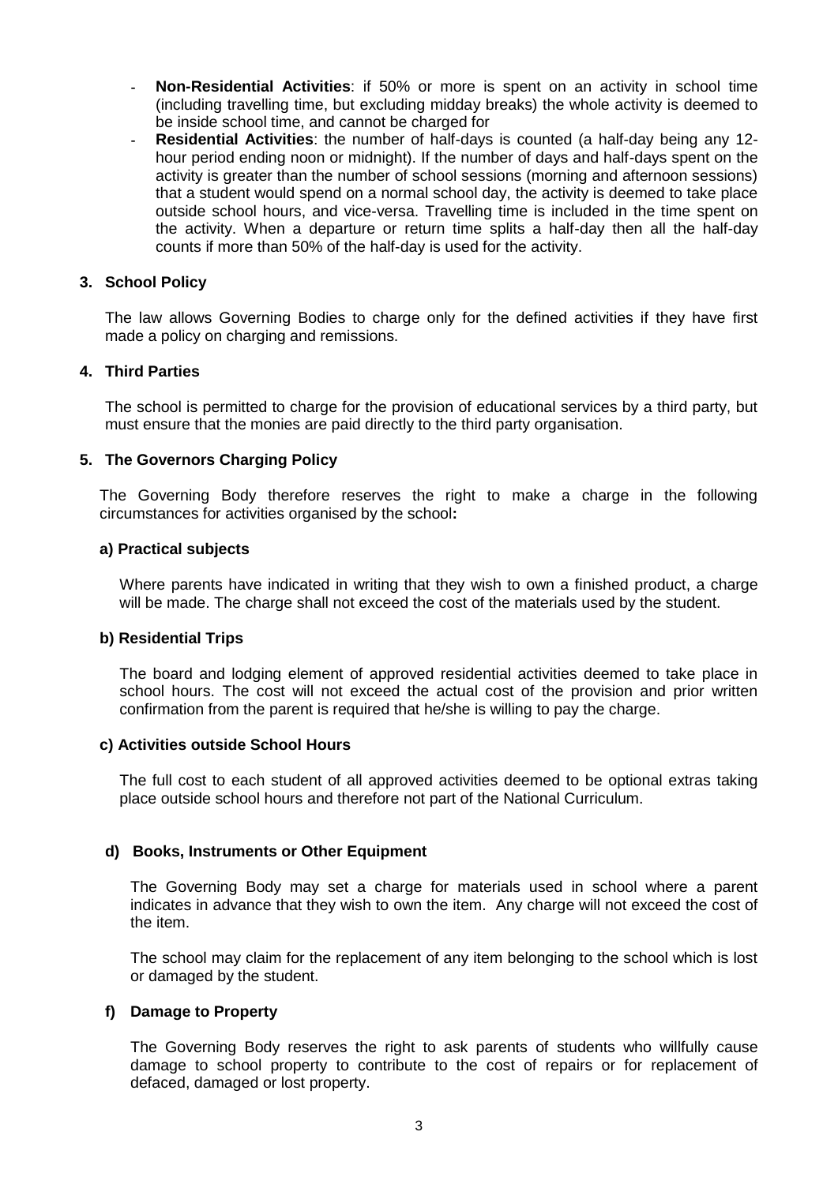- **Non-Residential Activities**: if 50% or more is spent on an activity in school time (including travelling time, but excluding midday breaks) the whole activity is deemed to be inside school time, and cannot be charged for
- **Residential Activities**: the number of half-days is counted (a half-day being any 12-hour period ending noon or midnight). If the number of days and half-days spent on the activity is greater than the number of school sessions (morning and afternoon sessions) that a student would spend on a normal school day, the activity is deemed to take place outside school hours, and vice-versa. Travelling time is included in the time spent on the activity. When a departure or return time splits a half-day then all the half-day counts if more than 50% of the half-day is used for the activity.

## 3. School Policy

The law allows Governing Bodies to charge only for the defined activities if they have first made a policy on charging and remissions.

## 4. Third Parties

The school is permitted to charge for the provision of educational services by a third party, but must ensure that the monies are paid directly to the third party organisation.

## 5. The Governors Charging Policy

The Governing Body therefore reserves the right to make a charge in the following circumstances for activities organised by the school**:**

### a) Practical subjects

Where parents have indicated in writing that they wish to own a finished product, a charge will be made. The charge shall not exceed the cost of the materials used by the student.

### b) Residential Trips

The board and lodging element of approved residential activities deemed to take place in school hours. The cost will not exceed the actual cost of the provision and prior written confirmation from the parent is required that he/she is willing to pay the charge.

### c) Activities outside School Hours

The full cost to each student of all approved activities deemed to be optional extras taking place outside school hours and therefore not part of the National Curriculum.

### d) Books, Instruments or Other Equipment

The Governing Body may set a charge for materials used in school where a parent indicates in advance that they wish to own the item. Any charge will not exceed the cost of the item.

The school may claim for the replacement of any item belonging to the school which is lost or damaged by the student.

### f) Damage to Property

The Governing Body reserves the right to ask parents of students who willfully cause damage to school property to contribute to the cost of repairs or for replacement of defaced, damaged or lost property.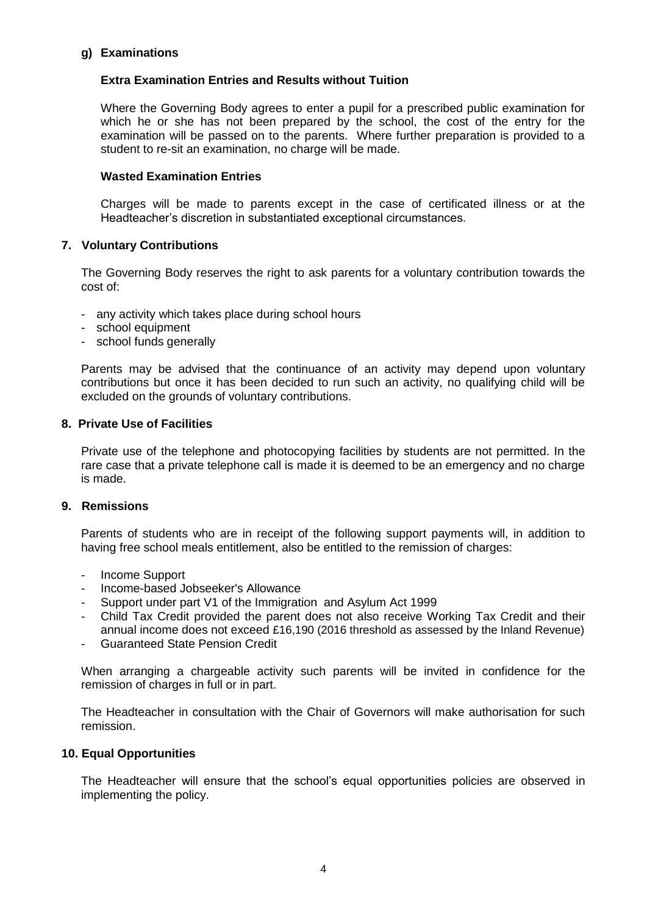### g) Examinations

**Extra Examination Entries and Results without Tuition**

Where the Governing Body agrees to enter a pupil for a prescribed public examination for which he or she has not been prepared by the school, the cost of the entry for the examination will be passed on to the parents. Where further preparation is provided to a student to re-sit an examination, no charge will be made.

**Wasted Examination Entries**

Charges will be made to parents except in the case of certificated illness or at the Headteacher's discretion in substantiated exceptional circumstances.

## 7. Voluntary Contributions

The Governing Body reserves the right to ask parents for a voluntary contribution towards the cost of:

- any activity which takes place during school hours
- school equipment
- school funds generally

Parents may be advised that the continuance of an activity may depend upon voluntary contributions but once it has been decided to run such an activity, no qualifying child will be excluded on the grounds of voluntary contributions.

## 8. Private Use of Facilities

Private use of the telephone and photocopying facilities by students are not permitted. In the rare case that a private telephone call is made it is deemed to be an emergency and no charge is made.

## 9. Remissions

Parents of students who are in receipt of the following support payments will, in addition to having free school meals entitlement, also be entitled to the remission of charges:

- Income Support
- Income-based Jobseeker's Allowance
- Support under part V1 of the Immigration and Asylum Act 1999
- Child Tax Credit provided the parent does not also receive Working Tax Credit and their annual income does not exceed £16,190 (2016 threshold as assessed by the Inland Revenue)
- Guaranteed State Pension Credit

When arranging a chargeable activity such parents will be invited in confidence for the remission of charges in full or in part.

The Headteacher in consultation with the Chair of Governors will make authorisation for such remission.

## 10. Equal Opportunities

The Headteacher will ensure that the school's equal opportunities policies are observed in implementing the policy.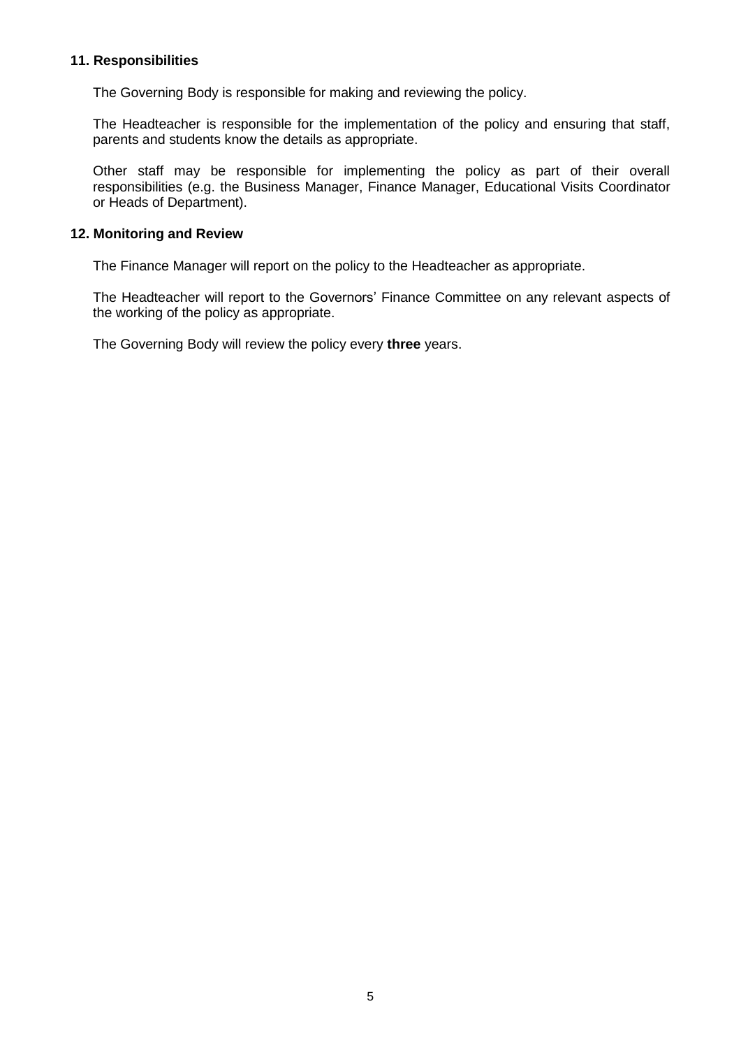**11. Responsibilities**

The Governing Body is responsible for making and reviewing the policy.

The Headteacher is responsible for the implementation of the policy and ensuring that staff, parents and students know the details as appropriate.

Other staff may be responsible for implementing the policy as part of their overall responsibilities (e.g. the Business Manager, Finance Manager, Educational Visits Coordinator or Heads of Department).

**12. Monitoring and Review**

The Finance Manager will report on the policy to the Headteacher as appropriate.

The Headteacher will report to the Governors' Finance Committee on any relevant aspects of the working of the policy as appropriate.

The Governing Body will review the policy every **three** years.